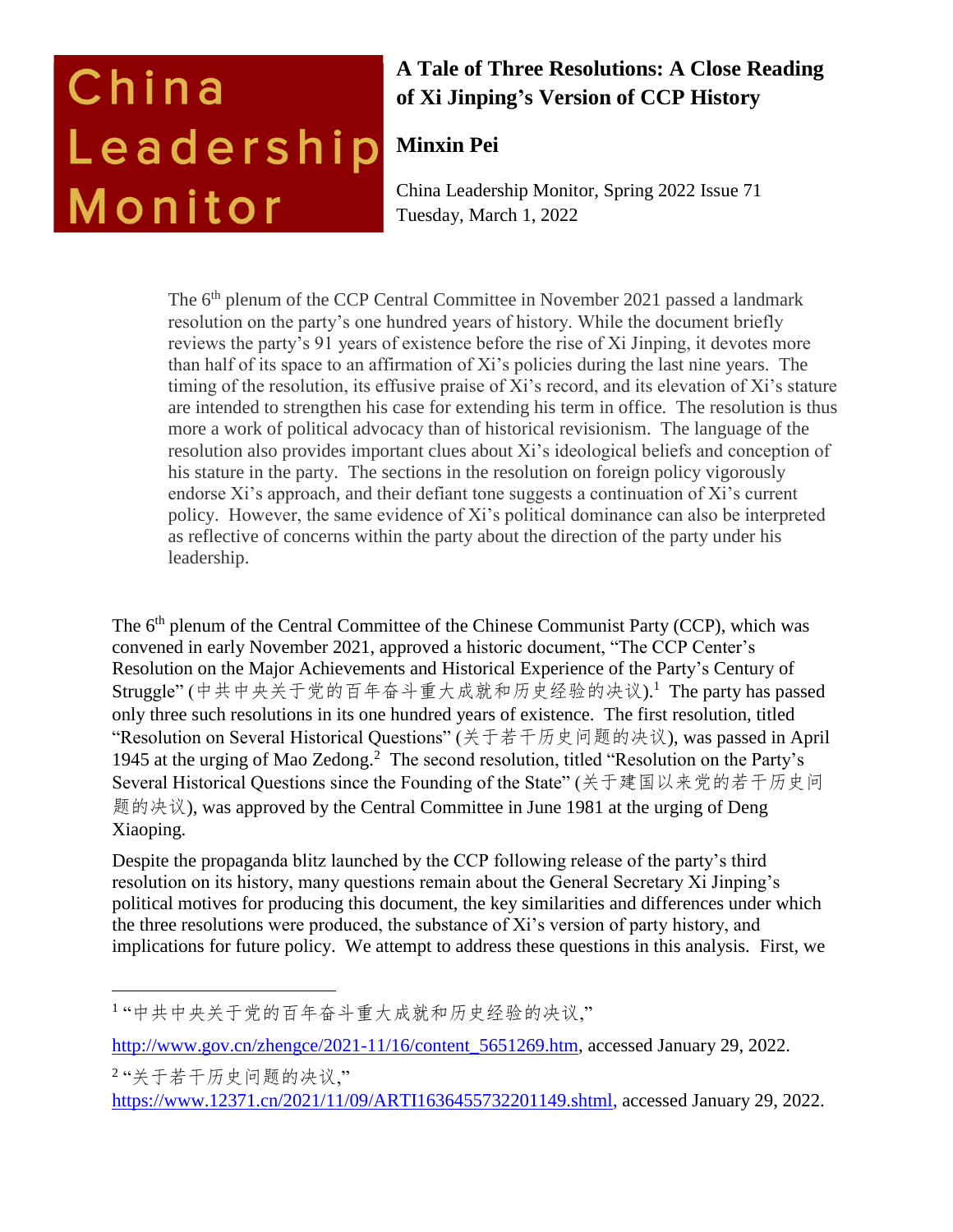China Leadership Monitor

# A Tale of Three Resolutions: A Close Reading of Xi Jinping's Version of CCP History

**Minxin Pei**

China Leadership Monitor, Spring 2022 Issue 71
Tuesday, March 1, 2022

> The 6th plenum of the CCP Central Committee in November 2021 passed a landmark resolution on the party's one hundred years of history. While the document briefly reviews the party's 91 years of existence before the rise of Xi Jinping, it devotes more than half of its space to an affirmation of Xi's policies during the last nine years. The timing of the resolution, its effusive praise of Xi's record, and its elevation of Xi's stature are intended to strengthen his case for extending his term in office. The resolution is thus more a work of political advocacy than of historical revisionism. The language of the resolution also provides important clues about Xi's ideological beliefs and conception of his stature in the party. The sections in the resolution on foreign policy vigorously endorse Xi's approach, and their defiant tone suggests a continuation of Xi's current policy. However, the same evidence of Xi's political dominance can also be interpreted as reflective of concerns within the party about the direction of the party under his leadership.

The 6th plenum of the Central Committee of the Chinese Communist Party (CCP), which was convened in early November 2021, approved a historic document, "The CCP Center's Resolution on the Major Achievements and Historical Experience of the Party's Century of Struggle" (中共中央关于党的百年奋斗重大成就和历史经验的决议).[1] The party has passed only three such resolutions in its one hundred years of existence. The first resolution, titled "Resolution on Several Historical Questions" (关于若干历史问题的决议), was passed in April 1945 at the urging of Mao Zedong.[2] The second resolution, titled "Resolution on the Party's Several Historical Questions since the Founding of the State" (关于建国以来党的若干历史问题的决议), was approved by the Central Committee in June 1981 at the urging of Deng Xiaoping.

Despite the propaganda blitz launched by the CCP following release of the party's third resolution on its history, many questions remain about the General Secretary Xi Jinping's political motives for producing this document, the key similarities and differences under which the three resolutions were produced, the substance of Xi's version of party history, and implications for future policy. We attempt to address these questions in this analysis. First, we

---

[1] "中共中央关于党的百年奋斗重大成就和历史经验的决议," http://www.gov.cn/zhengce/2021-11/16/content_5651269.htm, accessed January 29, 2022.

[2] "关于若干历史问题的决议," https://www.12371.cn/2021/11/09/ARTI1636455732201149.shtml, accessed January 29, 2022.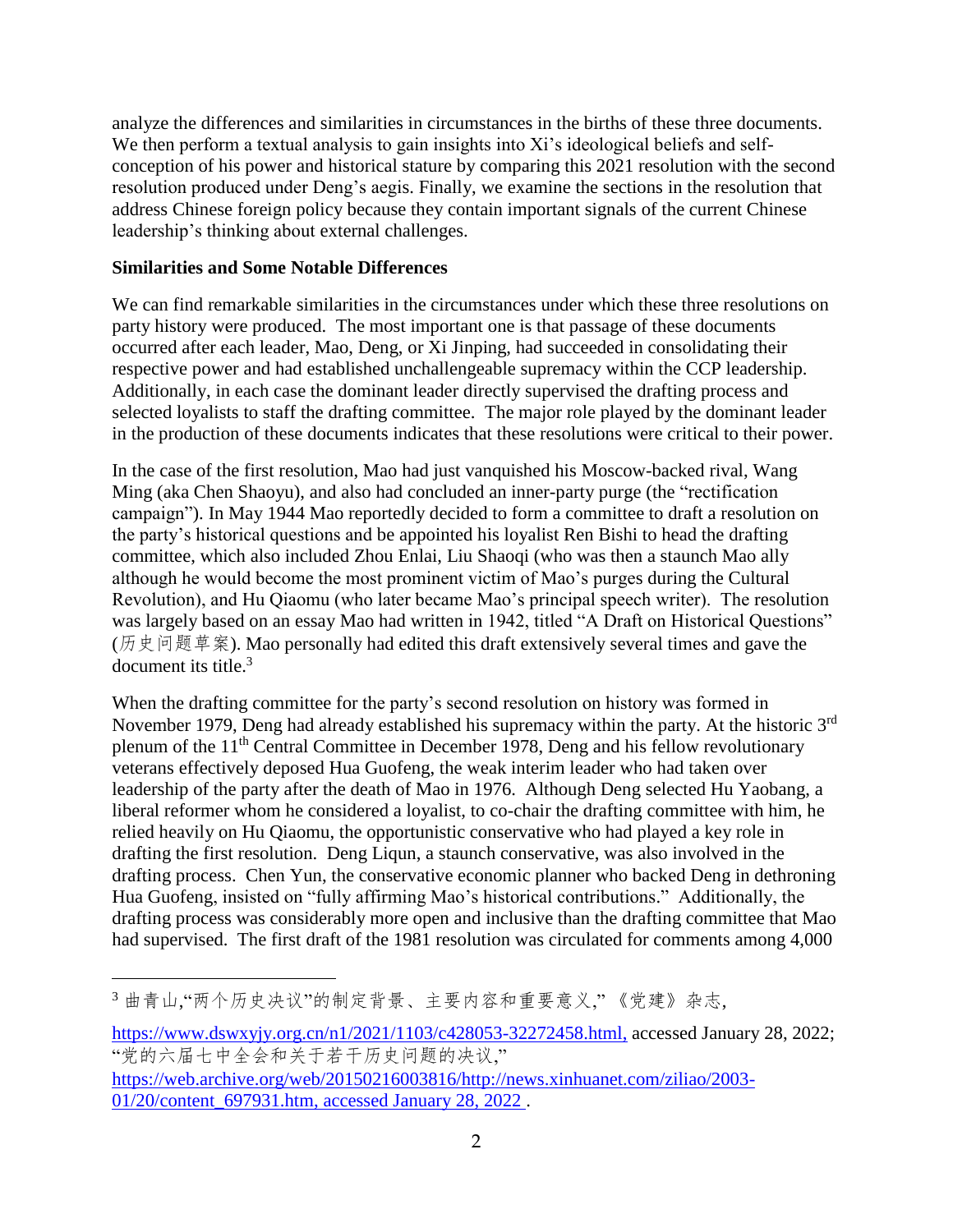analyze the differences and similarities in circumstances in the births of these three documents. We then perform a textual analysis to gain insights into Xi's ideological beliefs and self-conception of his power and historical stature by comparing this 2021 resolution with the second resolution produced under Deng's aegis. Finally, we examine the sections in the resolution that address Chinese foreign policy because they contain important signals of the current Chinese leadership's thinking about external challenges.

**Similarities and Some Notable Differences**

We can find remarkable similarities in the circumstances under which these three resolutions on party history were produced. The most important one is that passage of these documents occurred after each leader, Mao, Deng, or Xi Jinping, had succeeded in consolidating their respective power and had established unchallengeable supremacy within the CCP leadership. Additionally, in each case the dominant leader directly supervised the drafting process and selected loyalists to staff the drafting committee. The major role played by the dominant leader in the production of these documents indicates that these resolutions were critical to their power.

In the case of the first resolution, Mao had just vanquished his Moscow-backed rival, Wang Ming (aka Chen Shaoyu), and also had concluded an inner-party purge (the "rectification campaign"). In May 1944 Mao reportedly decided to form a committee to draft a resolution on the party's historical questions and be appointed his loyalist Ren Bishi to head the drafting committee, which also included Zhou Enlai, Liu Shaoqi (who was then a staunch Mao ally although he would become the most prominent victim of Mao's purges during the Cultural Revolution), and Hu Qiaomu (who later became Mao's principal speech writer). The resolution was largely based on an essay Mao had written in 1942, titled "A Draft on Historical Questions" (历史问题草案). Mao personally had edited this draft extensively several times and gave the document its title.[3]

When the drafting committee for the party's second resolution on history was formed in November 1979, Deng had already established his supremacy within the party. At the historic 3rd plenum of the 11th Central Committee in December 1978, Deng and his fellow revolutionary veterans effectively deposed Hua Guofeng, the weak interim leader who had taken over leadership of the party after the death of Mao in 1976. Although Deng selected Hu Yaobang, a liberal reformer whom he considered a loyalist, to co-chair the drafting committee with him, he relied heavily on Hu Qiaomu, the opportunistic conservative who had played a key role in drafting the first resolution. Deng Liqun, a staunch conservative, was also involved in the drafting process. Chen Yun, the conservative economic planner who backed Deng in dethroning Hua Guofeng, insisted on "fully affirming Mao's historical contributions." Additionally, the drafting process was considerably more open and inclusive than the drafting committee that Mao had supervised. The first draft of the 1981 resolution was circulated for comments among 4,000

---

[3] 曲青山,"两个历史决议"的制定背景、主要内容和重要意义,"《党建》杂志, https://www.dswxyjy.org.cn/n1/2021/1103/c428053-32272458.html, accessed January 28, 2022; "党的六届七中全会和关于若干历史问题的决议," https://web.archive.org/web/20150216003816/http://news.xinhuanet.com/ziliao/2003-01/20/content_697931.htm, accessed January 28, 2022 .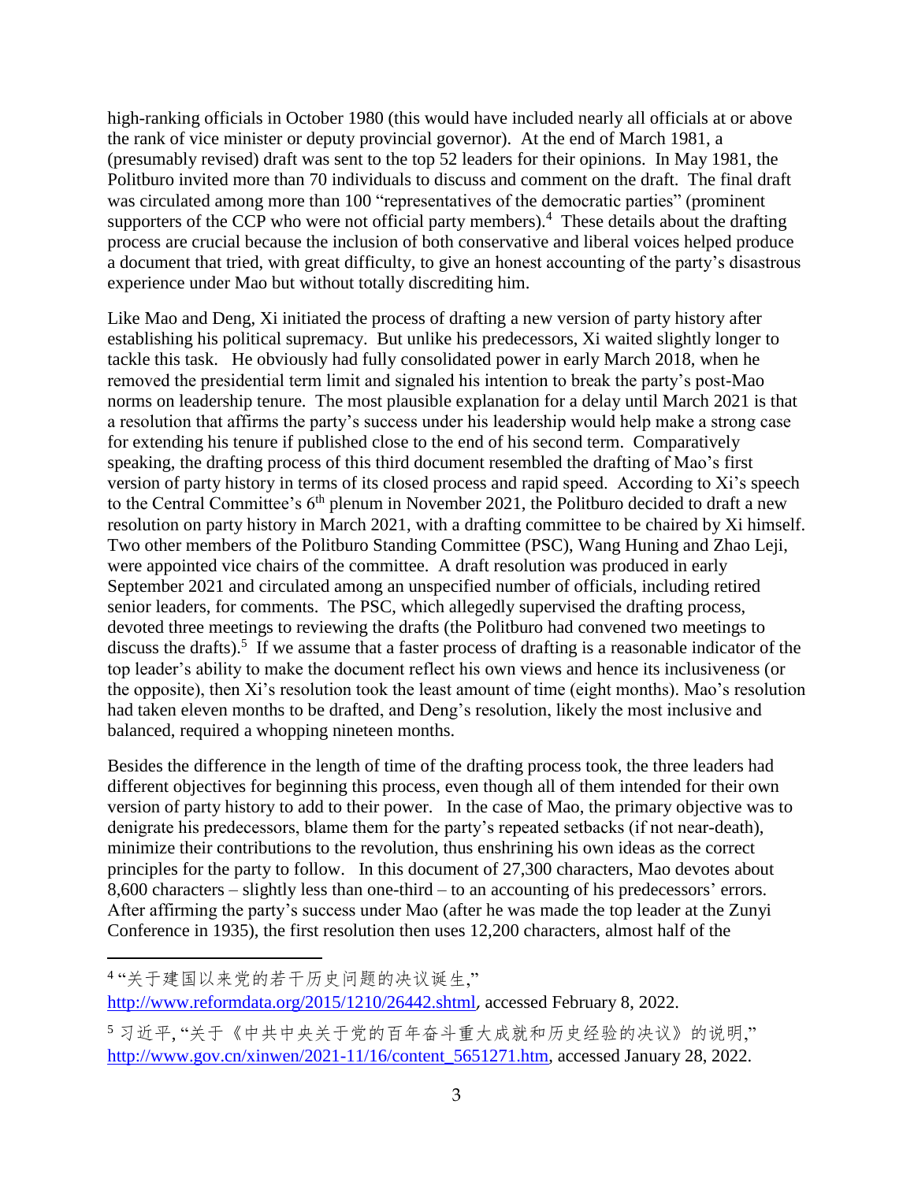high-ranking officials in October 1980 (this would have included nearly all officials at or above the rank of vice minister or deputy provincial governor). At the end of March 1981, a (presumably revised) draft was sent to the top 52 leaders for their opinions. In May 1981, the Politburo invited more than 70 individuals to discuss and comment on the draft. The final draft was circulated among more than 100 "representatives of the democratic parties" (prominent supporters of the CCP who were not official party members).[4] These details about the drafting process are crucial because the inclusion of both conservative and liberal voices helped produce a document that tried, with great difficulty, to give an honest accounting of the party's disastrous experience under Mao but without totally discrediting him.

Like Mao and Deng, Xi initiated the process of drafting a new version of party history after establishing his political supremacy. But unlike his predecessors, Xi waited slightly longer to tackle this task. He obviously had fully consolidated power in early March 2018, when he removed the presidential term limit and signaled his intention to break the party's post-Mao norms on leadership tenure. The most plausible explanation for a delay until March 2021 is that a resolution that affirms the party's success under his leadership would help make a strong case for extending his tenure if published close to the end of his second term. Comparatively speaking, the drafting process of this third document resembled the drafting of Mao's first version of party history in terms of its closed process and rapid speed. According to Xi's speech to the Central Committee's 6th plenum in November 2021, the Politburo decided to draft a new resolution on party history in March 2021, with a drafting committee to be chaired by Xi himself. Two other members of the Politburo Standing Committee (PSC), Wang Huning and Zhao Leji, were appointed vice chairs of the committee. A draft resolution was produced in early September 2021 and circulated among an unspecified number of officials, including retired senior leaders, for comments. The PSC, which allegedly supervised the drafting process, devoted three meetings to reviewing the drafts (the Politburo had convened two meetings to discuss the drafts).[5] If we assume that a faster process of drafting is a reasonable indicator of the top leader's ability to make the document reflect his own views and hence its inclusiveness (or the opposite), then Xi's resolution took the least amount of time (eight months). Mao's resolution had taken eleven months to be drafted, and Deng's resolution, likely the most inclusive and balanced, required a whopping nineteen months.

Besides the difference in the length of time of the drafting process took, the three leaders had different objectives for beginning this process, even though all of them intended for their own version of party history to add to their power. In the case of Mao, the primary objective was to denigrate his predecessors, blame them for the party's repeated setbacks (if not near-death), minimize their contributions to the revolution, thus enshrining his own ideas as the correct principles for the party to follow. In this document of 27,300 characters, Mao devotes about 8,600 characters – slightly less than one-third – to an accounting of his predecessors' errors. After affirming the party's success under Mao (after he was made the top leader at the Zunyi Conference in 1935), the first resolution then uses 12,200 characters, almost half of the

---

[4] "关于建国以来党的若干历史问题的决议诞生," http://www.reformdata.org/2015/1210/26442.shtml, accessed February 8, 2022.

[5] 习近平, "关于《中共中央关于党的百年奋斗重大成就和历史经验的决议》的说明," http://www.gov.cn/xinwen/2021-11/16/content_5651271.htm, accessed January 28, 2022.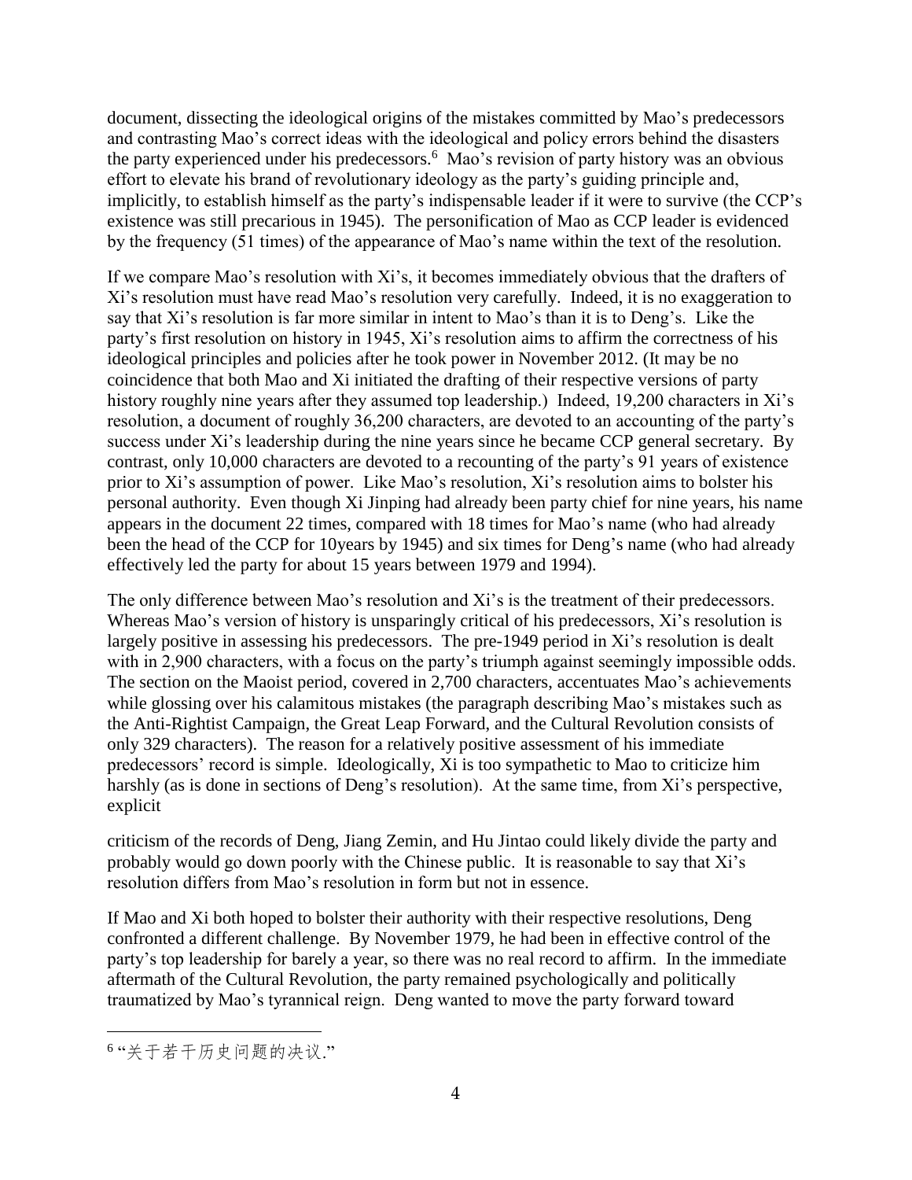document, dissecting the ideological origins of the mistakes committed by Mao's predecessors and contrasting Mao's correct ideas with the ideological and policy errors behind the disasters the party experienced under his predecessors.[6] Mao's revision of party history was an obvious effort to elevate his brand of revolutionary ideology as the party's guiding principle and, implicitly, to establish himself as the party's indispensable leader if it were to survive (the CCP's existence was still precarious in 1945). The personification of Mao as CCP leader is evidenced by the frequency (51 times) of the appearance of Mao's name within the text of the resolution.

If we compare Mao's resolution with Xi's, it becomes immediately obvious that the drafters of Xi's resolution must have read Mao's resolution very carefully. Indeed, it is no exaggeration to say that Xi's resolution is far more similar in intent to Mao's than it is to Deng's. Like the party's first resolution on history in 1945, Xi's resolution aims to affirm the correctness of his ideological principles and policies after he took power in November 2012. (It may be no coincidence that both Mao and Xi initiated the drafting of their respective versions of party history roughly nine years after they assumed top leadership.) Indeed, 19,200 characters in Xi's resolution, a document of roughly 36,200 characters, are devoted to an accounting of the party's success under Xi's leadership during the nine years since he became CCP general secretary. By contrast, only 10,000 characters are devoted to a recounting of the party's 91 years of existence prior to Xi's assumption of power. Like Mao's resolution, Xi's resolution aims to bolster his personal authority. Even though Xi Jinping had already been party chief for nine years, his name appears in the document 22 times, compared with 18 times for Mao's name (who had already been the head of the CCP for 10years by 1945) and six times for Deng's name (who had already effectively led the party for about 15 years between 1979 and 1994).

The only difference between Mao's resolution and Xi's is the treatment of their predecessors. Whereas Mao's version of history is unsparingly critical of his predecessors, Xi's resolution is largely positive in assessing his predecessors. The pre-1949 period in Xi's resolution is dealt with in 2,900 characters, with a focus on the party's triumph against seemingly impossible odds. The section on the Maoist period, covered in 2,700 characters, accentuates Mao's achievements while glossing over his calamitous mistakes (the paragraph describing Mao's mistakes such as the Anti-Rightist Campaign, the Great Leap Forward, and the Cultural Revolution consists of only 329 characters). The reason for a relatively positive assessment of his immediate predecessors' record is simple. Ideologically, Xi is too sympathetic to Mao to criticize him harshly (as is done in sections of Deng's resolution). At the same time, from Xi's perspective, explicit criticism of the records of Deng, Jiang Zemin, and Hu Jintao could likely divide the party and probably would go down poorly with the Chinese public. It is reasonable to say that Xi's resolution differs from Mao's resolution in form but not in essence.

If Mao and Xi both hoped to bolster their authority with their respective resolutions, Deng confronted a different challenge. By November 1979, he had been in effective control of the party's top leadership for barely a year, so there was no real record to affirm. In the immediate aftermath of the Cultural Revolution, the party remained psychologically and politically traumatized by Mao's tyrannical reign. Deng wanted to move the party forward toward

[6] "关于若干历史问题的决议."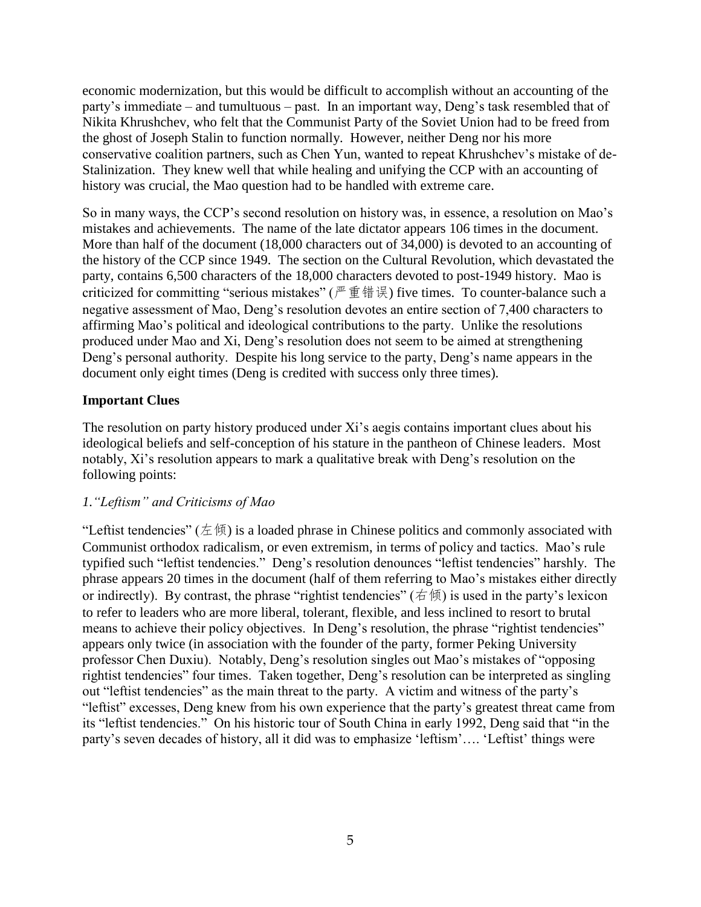economic modernization, but this would be difficult to accomplish without an accounting of the party's immediate – and tumultuous – past. In an important way, Deng's task resembled that of Nikita Khrushchev, who felt that the Communist Party of the Soviet Union had to be freed from the ghost of Joseph Stalin to function normally. However, neither Deng nor his more conservative coalition partners, such as Chen Yun, wanted to repeat Khrushchev's mistake of de-Stalinization. They knew well that while healing and unifying the CCP with an accounting of history was crucial, the Mao question had to be handled with extreme care.

So in many ways, the CCP's second resolution on history was, in essence, a resolution on Mao's mistakes and achievements. The name of the late dictator appears 106 times in the document. More than half of the document (18,000 characters out of 34,000) is devoted to an accounting of the history of the CCP since 1949. The section on the Cultural Revolution, which devastated the party, contains 6,500 characters of the 18,000 characters devoted to post-1949 history. Mao is criticized for committing "serious mistakes" (严重错误) five times. To counter-balance such a negative assessment of Mao, Deng's resolution devotes an entire section of 7,400 characters to affirming Mao's political and ideological contributions to the party. Unlike the resolutions produced under Mao and Xi, Deng's resolution does not seem to be aimed at strengthening Deng's personal authority. Despite his long service to the party, Deng's name appears in the document only eight times (Deng is credited with success only three times).

**Important Clues**

The resolution on party history produced under Xi's aegis contains important clues about his ideological beliefs and self-conception of his stature in the pantheon of Chinese leaders. Most notably, Xi's resolution appears to mark a qualitative break with Deng's resolution on the following points:

*1."Leftism" and Criticisms of Mao*

"Leftist tendencies" (左倾) is a loaded phrase in Chinese politics and commonly associated with Communist orthodox radicalism, or even extremism, in terms of policy and tactics. Mao's rule typified such "leftist tendencies." Deng's resolution denounces "leftist tendencies" harshly. The phrase appears 20 times in the document (half of them referring to Mao's mistakes either directly or indirectly). By contrast, the phrase "rightist tendencies" (右倾) is used in the party's lexicon to refer to leaders who are more liberal, tolerant, flexible, and less inclined to resort to brutal means to achieve their policy objectives. In Deng's resolution, the phrase "rightist tendencies" appears only twice (in association with the founder of the party, former Peking University professor Chen Duxiu). Notably, Deng's resolution singles out Mao's mistakes of "opposing rightist tendencies" four times. Taken together, Deng's resolution can be interpreted as singling out "leftist tendencies" as the main threat to the party. A victim and witness of the party's "leftist" excesses, Deng knew from his own experience that the party's greatest threat came from its "leftist tendencies." On his historic tour of South China in early 1992, Deng said that "in the party's seven decades of history, all it did was to emphasize 'leftism'…. 'Leftist' things were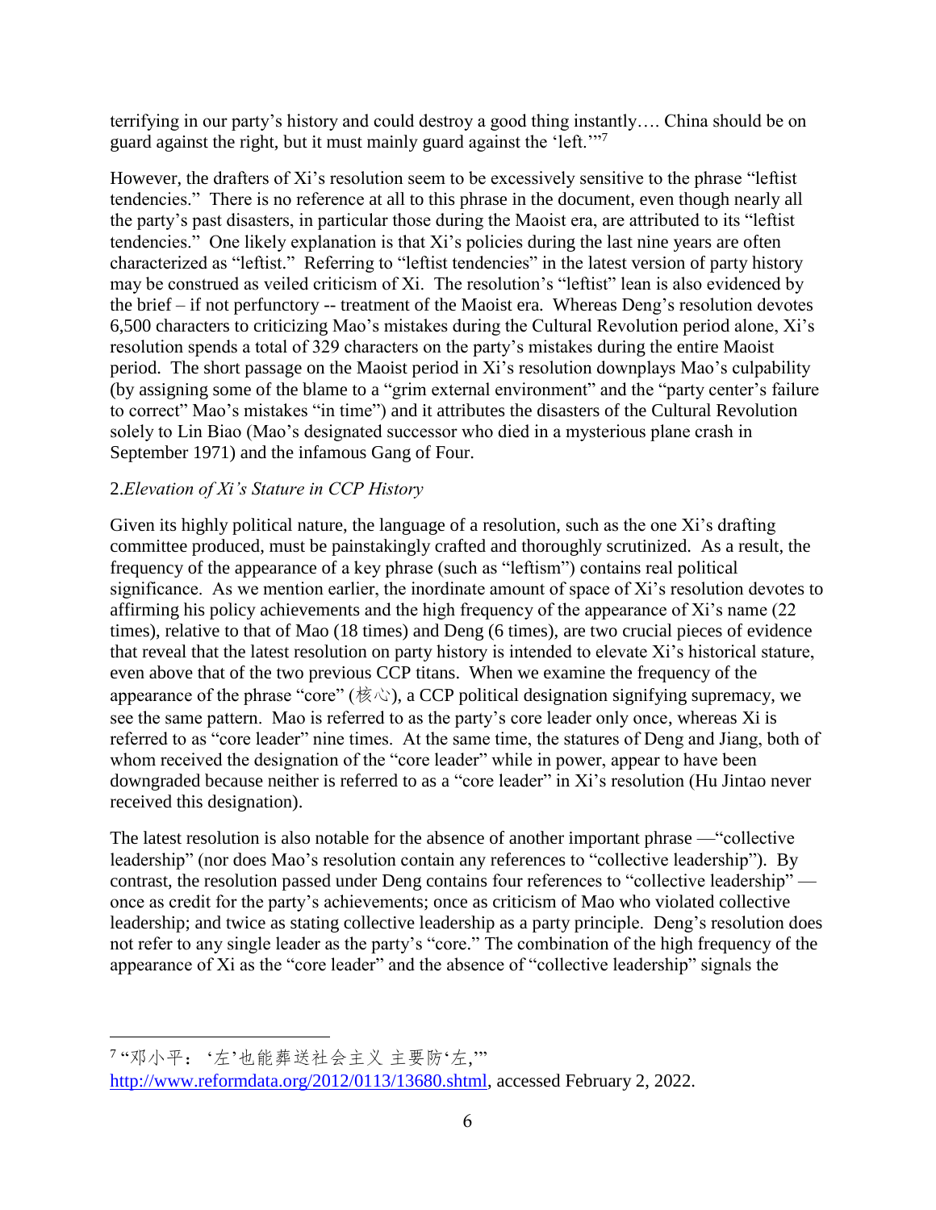terrifying in our party's history and could destroy a good thing instantly…. China should be on guard against the right, but it must mainly guard against the 'left.'"[7]

However, the drafters of Xi's resolution seem to be excessively sensitive to the phrase "leftist tendencies." There is no reference at all to this phrase in the document, even though nearly all the party's past disasters, in particular those during the Maoist era, are attributed to its "leftist tendencies." One likely explanation is that Xi's policies during the last nine years are often characterized as "leftist." Referring to "leftist tendencies" in the latest version of party history may be construed as veiled criticism of Xi. The resolution's "leftist" lean is also evidenced by the brief – if not perfunctory -- treatment of the Maoist era. Whereas Deng's resolution devotes 6,500 characters to criticizing Mao's mistakes during the Cultural Revolution period alone, Xi's resolution spends a total of 329 characters on the party's mistakes during the entire Maoist period. The short passage on the Maoist period in Xi's resolution downplays Mao's culpability (by assigning some of the blame to a "grim external environment" and the "party center's failure to correct" Mao's mistakes "in time") and it attributes the disasters of the Cultural Revolution solely to Lin Biao (Mao's designated successor who died in a mysterious plane crash in September 1971) and the infamous Gang of Four.

2.*Elevation of Xi's Stature in CCP History*

Given its highly political nature, the language of a resolution, such as the one Xi's drafting committee produced, must be painstakingly crafted and thoroughly scrutinized. As a result, the frequency of the appearance of a key phrase (such as "leftism") contains real political significance. As we mention earlier, the inordinate amount of space of Xi's resolution devotes to affirming his policy achievements and the high frequency of the appearance of Xi's name (22 times), relative to that of Mao (18 times) and Deng (6 times), are two crucial pieces of evidence that reveal that the latest resolution on party history is intended to elevate Xi's historical stature, even above that of the two previous CCP titans. When we examine the frequency of the appearance of the phrase "core" (核心), a CCP political designation signifying supremacy, we see the same pattern. Mao is referred to as the party's core leader only once, whereas Xi is referred to as "core leader" nine times. At the same time, the statures of Deng and Jiang, both of whom received the designation of the "core leader" while in power, appear to have been downgraded because neither is referred to as a "core leader" in Xi's resolution (Hu Jintao never received this designation).

The latest resolution is also notable for the absence of another important phrase —"collective leadership" (nor does Mao's resolution contain any references to "collective leadership"). By contrast, the resolution passed under Deng contains four references to "collective leadership" — once as credit for the party's achievements; once as criticism of Mao who violated collective leadership; and twice as stating collective leadership as a party principle. Deng's resolution does not refer to any single leader as the party's "core." The combination of the high frequency of the appearance of Xi as the "core leader" and the absence of "collective leadership" signals the

---

[7] "邓小平：'左'也能葬送社会主义 主要防'左,'" http://www.reformdata.org/2012/0113/13680.shtml, accessed February 2, 2022.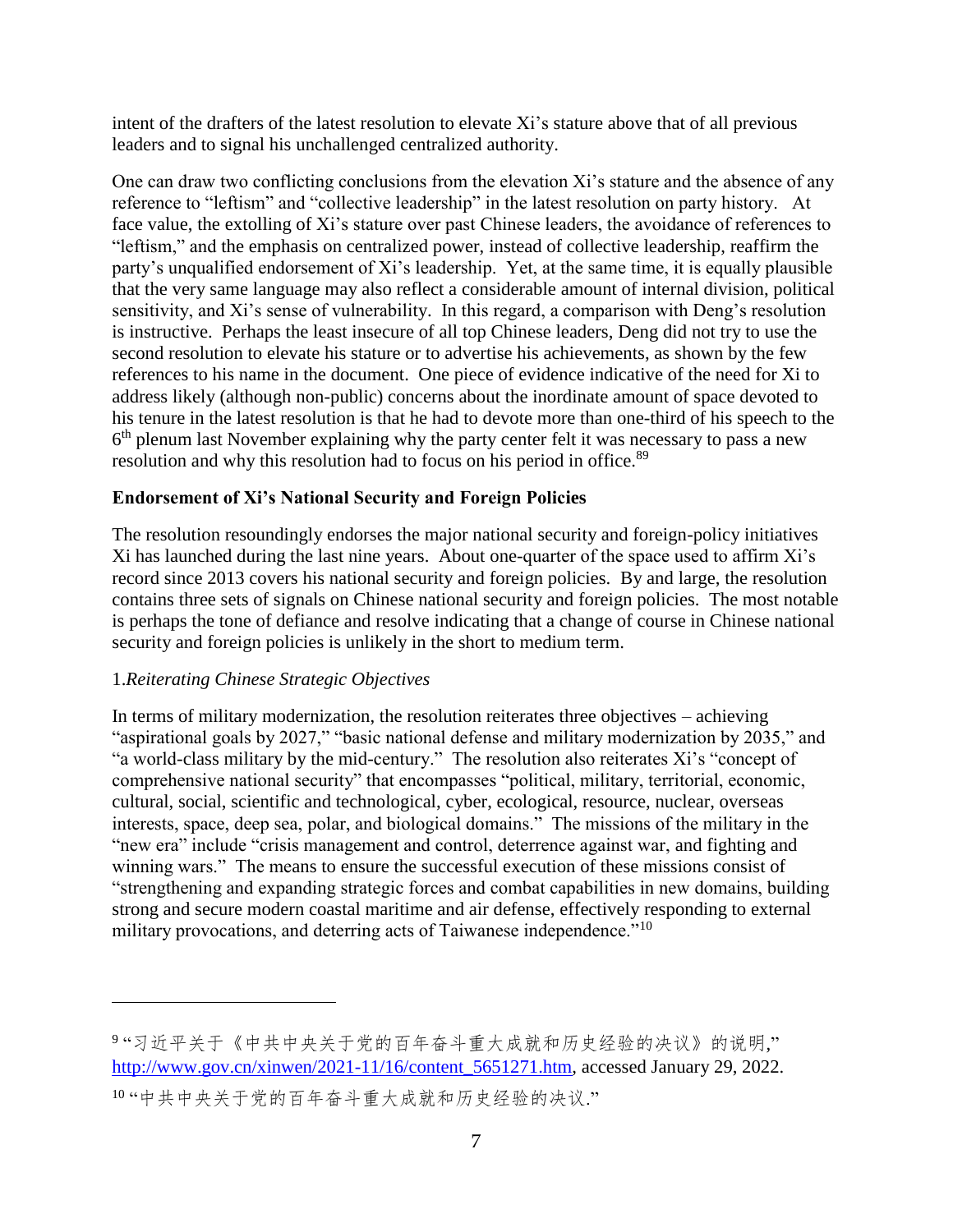intent of the drafters of the latest resolution to elevate Xi's stature above that of all previous leaders and to signal his unchallenged centralized authority.

One can draw two conflicting conclusions from the elevation Xi's stature and the absence of any reference to "leftism" and "collective leadership" in the latest resolution on party history. At face value, the extolling of Xi's stature over past Chinese leaders, the avoidance of references to "leftism," and the emphasis on centralized power, instead of collective leadership, reaffirm the party's unqualified endorsement of Xi's leadership. Yet, at the same time, it is equally plausible that the very same language may also reflect a considerable amount of internal division, political sensitivity, and Xi's sense of vulnerability. In this regard, a comparison with Deng's resolution is instructive. Perhaps the least insecure of all top Chinese leaders, Deng did not try to use the second resolution to elevate his stature or to advertise his achievements, as shown by the few references to his name in the document. One piece of evidence indicative of the need for Xi to address likely (although non-public) concerns about the inordinate amount of space devoted to his tenure in the latest resolution is that he had to devote more than one-third of his speech to the 6th plenum last November explaining why the party center felt it was necessary to pass a new resolution and why this resolution had to focus on his period in office.[89]

**Endorsement of Xi's National Security and Foreign Policies**

The resolution resoundingly endorses the major national security and foreign-policy initiatives Xi has launched during the last nine years. About one-quarter of the space used to affirm Xi's record since 2013 covers his national security and foreign policies. By and large, the resolution contains three sets of signals on Chinese national security and foreign policies. The most notable is perhaps the tone of defiance and resolve indicating that a change of course in Chinese national security and foreign policies is unlikely in the short to medium term.

1.*Reiterating Chinese Strategic Objectives*

In terms of military modernization, the resolution reiterates three objectives – achieving "aspirational goals by 2027," "basic national defense and military modernization by 2035," and "a world-class military by the mid-century." The resolution also reiterates Xi's "concept of comprehensive national security" that encompasses "political, military, territorial, economic, cultural, social, scientific and technological, cyber, ecological, resource, nuclear, overseas interests, space, deep sea, polar, and biological domains." The missions of the military in the "new era" include "crisis management and control, deterrence against war, and fighting and winning wars." The means to ensure the successful execution of these missions consist of "strengthening and expanding strategic forces and combat capabilities in new domains, building strong and secure modern coastal maritime and air defense, effectively responding to external military provocations, and deterring acts of Taiwanese independence."[10]

---

[9] "习近平关于《中共中央关于党的百年奋斗重大成就和历史经验的决议》的说明," http://www.gov.cn/xinwen/2021-11/16/content_5651271.htm, accessed January 29, 2022.

[10] "中共中央关于党的百年奋斗重大成就和历史经验的决议."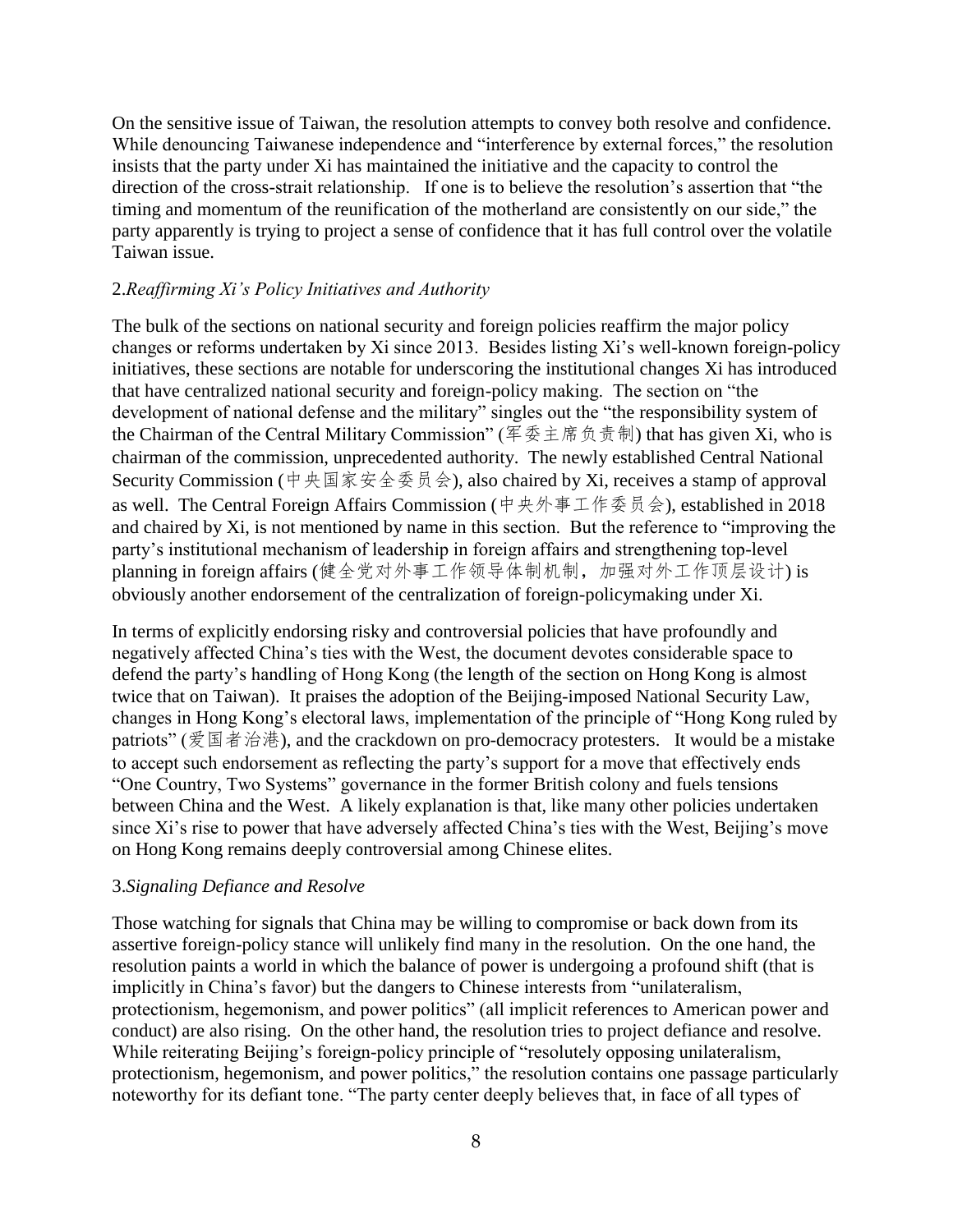On the sensitive issue of Taiwan, the resolution attempts to convey both resolve and confidence. While denouncing Taiwanese independence and "interference by external forces," the resolution insists that the party under Xi has maintained the initiative and the capacity to control the direction of the cross-strait relationship. If one is to believe the resolution's assertion that "the timing and momentum of the reunification of the motherland are consistently on our side," the party apparently is trying to project a sense of confidence that it has full control over the volatile Taiwan issue.

### 2.*Reaffirming Xi's Policy Initiatives and Authority*

The bulk of the sections on national security and foreign policies reaffirm the major policy changes or reforms undertaken by Xi since 2013. Besides listing Xi's well-known foreign-policy initiatives, these sections are notable for underscoring the institutional changes Xi has introduced that have centralized national security and foreign-policy making. The section on "the development of national defense and the military" singles out the "the responsibility system of the Chairman of the Central Military Commission" (军委主席负责制) that has given Xi, who is chairman of the commission, unprecedented authority. The newly established Central National Security Commission (中央国家安全委员会), also chaired by Xi, receives a stamp of approval as well. The Central Foreign Affairs Commission (中央外事工作委员会), established in 2018 and chaired by Xi, is not mentioned by name in this section. But the reference to "improving the party's institutional mechanism of leadership in foreign affairs and strengthening top-level planning in foreign affairs (健全党对外事工作领导体制机制，加强对外工作顶层设计) is obviously another endorsement of the centralization of foreign-policymaking under Xi.

In terms of explicitly endorsing risky and controversial policies that have profoundly and negatively affected China's ties with the West, the document devotes considerable space to defend the party's handling of Hong Kong (the length of the section on Hong Kong is almost twice that on Taiwan). It praises the adoption of the Beijing-imposed National Security Law, changes in Hong Kong's electoral laws, implementation of the principle of "Hong Kong ruled by patriots" (爱国者治港), and the crackdown on pro-democracy protesters. It would be a mistake to accept such endorsement as reflecting the party's support for a move that effectively ends "One Country, Two Systems" governance in the former British colony and fuels tensions between China and the West. A likely explanation is that, like many other policies undertaken since Xi's rise to power that have adversely affected China's ties with the West, Beijing's move on Hong Kong remains deeply controversial among Chinese elites.

### 3.*Signaling Defiance and Resolve*

Those watching for signals that China may be willing to compromise or back down from its assertive foreign-policy stance will unlikely find many in the resolution. On the one hand, the resolution paints a world in which the balance of power is undergoing a profound shift (that is implicitly in China's favor) but the dangers to Chinese interests from "unilateralism, protectionism, hegemonism, and power politics" (all implicit references to American power and conduct) are also rising. On the other hand, the resolution tries to project defiance and resolve. While reiterating Beijing's foreign-policy principle of "resolutely opposing unilateralism, protectionism, hegemonism, and power politics," the resolution contains one passage particularly noteworthy for its defiant tone. "The party center deeply believes that, in face of all types of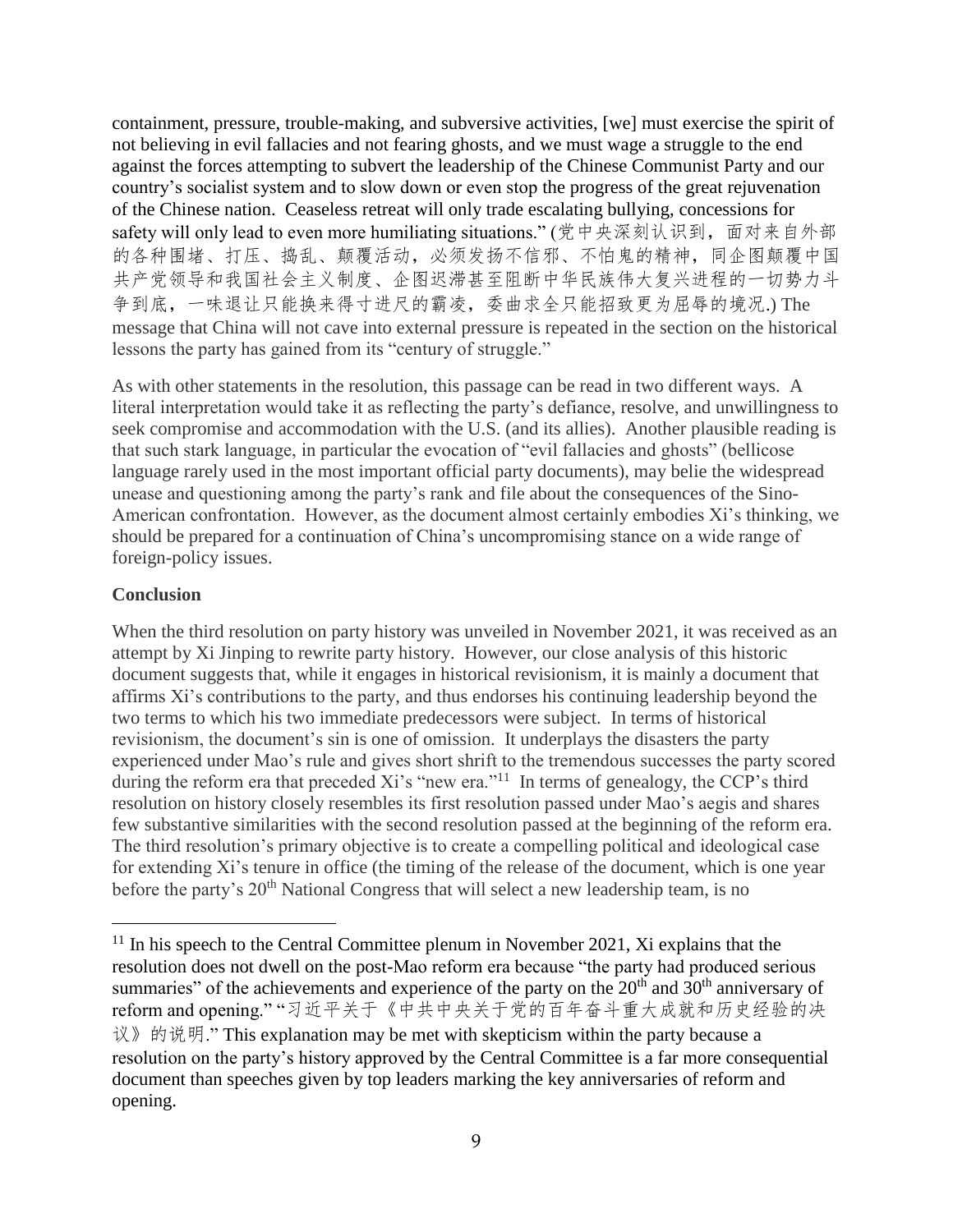containment, pressure, trouble-making, and subversive activities, [we] must exercise the spirit of not believing in evil fallacies and not fearing ghosts, and we must wage a struggle to the end against the forces attempting to subvert the leadership of the Chinese Communist Party and our country's socialist system and to slow down or even stop the progress of the great rejuvenation of the Chinese nation. Ceaseless retreat will only trade escalating bullying, concessions for safety will only lead to even more humiliating situations." (党中央深刻认识到，面对来自外部的各种围堵、打压、捣乱、颠覆活动，必须发扬不信邪、不怕鬼的精神，同企图颠覆中国共产党领导和我国社会主义制度、企图迟滞甚至阻断中华民族伟大复兴进程的一切势力斗争到底，一味退让只能换来得寸进尺的霸凌，委曲求全只能招致更为屈辱的境况.) The message that China will not cave into external pressure is repeated in the section on the historical lessons the party has gained from its "century of struggle."

As with other statements in the resolution, this passage can be read in two different ways. A literal interpretation would take it as reflecting the party's defiance, resolve, and unwillingness to seek compromise and accommodation with the U.S. (and its allies). Another plausible reading is that such stark language, in particular the evocation of "evil fallacies and ghosts" (bellicose language rarely used in the most important official party documents), may belie the widespread unease and questioning among the party's rank and file about the consequences of the Sino-American confrontation. However, as the document almost certainly embodies Xi's thinking, we should be prepared for a continuation of China's uncompromising stance on a wide range of foreign-policy issues.

**Conclusion**

When the third resolution on party history was unveiled in November 2021, it was received as an attempt by Xi Jinping to rewrite party history. However, our close analysis of this historic document suggests that, while it engages in historical revisionism, it is mainly a document that affirms Xi's contributions to the party, and thus endorses his continuing leadership beyond the two terms to which his two immediate predecessors were subject. In terms of historical revisionism, the document's sin is one of omission. It underplays the disasters the party experienced under Mao's rule and gives short shrift to the tremendous successes the party scored during the reform era that preceded Xi's "new era."[11] In terms of genealogy, the CCP's third resolution on history closely resembles its first resolution passed under Mao's aegis and shares few substantive similarities with the second resolution passed at the beginning of the reform era. The third resolution's primary objective is to create a compelling political and ideological case for extending Xi's tenure in office (the timing of the release of the document, which is one year before the party's 20th National Congress that will select a new leadership team, is no

[11] In his speech to the Central Committee plenum in November 2021, Xi explains that the resolution does not dwell on the post-Mao reform era because "the party had produced serious summaries" of the achievements and experience of the party on the 20th and 30th anniversary of reform and opening." "习近平关于《中共中央关于党的百年奋斗重大成就和历史经验的决议》的说明." This explanation may be met with skepticism within the party because a resolution on the party's history approved by the Central Committee is a far more consequential document than speeches given by top leaders marking the key anniversaries of reform and opening.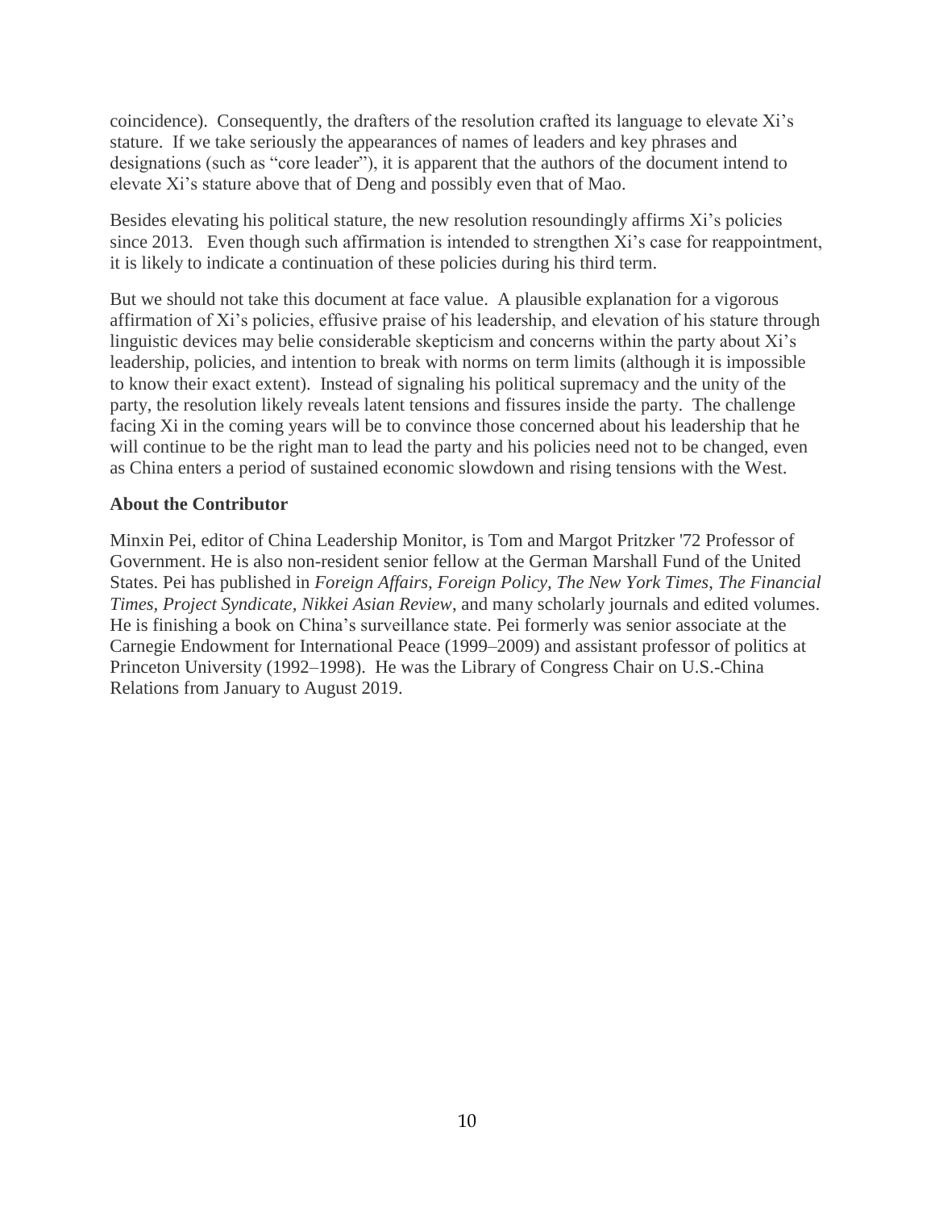coincidence). Consequently, the drafters of the resolution crafted its language to elevate Xi's stature. If we take seriously the appearances of names of leaders and key phrases and designations (such as "core leader"), it is apparent that the authors of the document intend to elevate Xi's stature above that of Deng and possibly even that of Mao.

Besides elevating his political stature, the new resolution resoundingly affirms Xi's policies since 2013. Even though such affirmation is intended to strengthen Xi's case for reappointment, it is likely to indicate a continuation of these policies during his third term.

But we should not take this document at face value. A plausible explanation for a vigorous affirmation of Xi's policies, effusive praise of his leadership, and elevation of his stature through linguistic devices may belie considerable skepticism and concerns within the party about Xi's leadership, policies, and intention to break with norms on term limits (although it is impossible to know their exact extent). Instead of signaling his political supremacy and the unity of the party, the resolution likely reveals latent tensions and fissures inside the party. The challenge facing Xi in the coming years will be to convince those concerned about his leadership that he will continue to be the right man to lead the party and his policies need not to be changed, even as China enters a period of sustained economic slowdown and rising tensions with the West.

**About the Contributor**

Minxin Pei, editor of China Leadership Monitor, is Tom and Margot Pritzker '72 Professor of Government. He is also non-resident senior fellow at the German Marshall Fund of the United States. Pei has published in *Foreign Affairs, Foreign Policy, The New York Times, The Financial Times, Project Syndicate, Nikkei Asian Review*, and many scholarly journals and edited volumes. He is finishing a book on China's surveillance state. Pei formerly was senior associate at the Carnegie Endowment for International Peace (1999–2009) and assistant professor of politics at Princeton University (1992–1998). He was the Library of Congress Chair on U.S.-China Relations from January to August 2019.